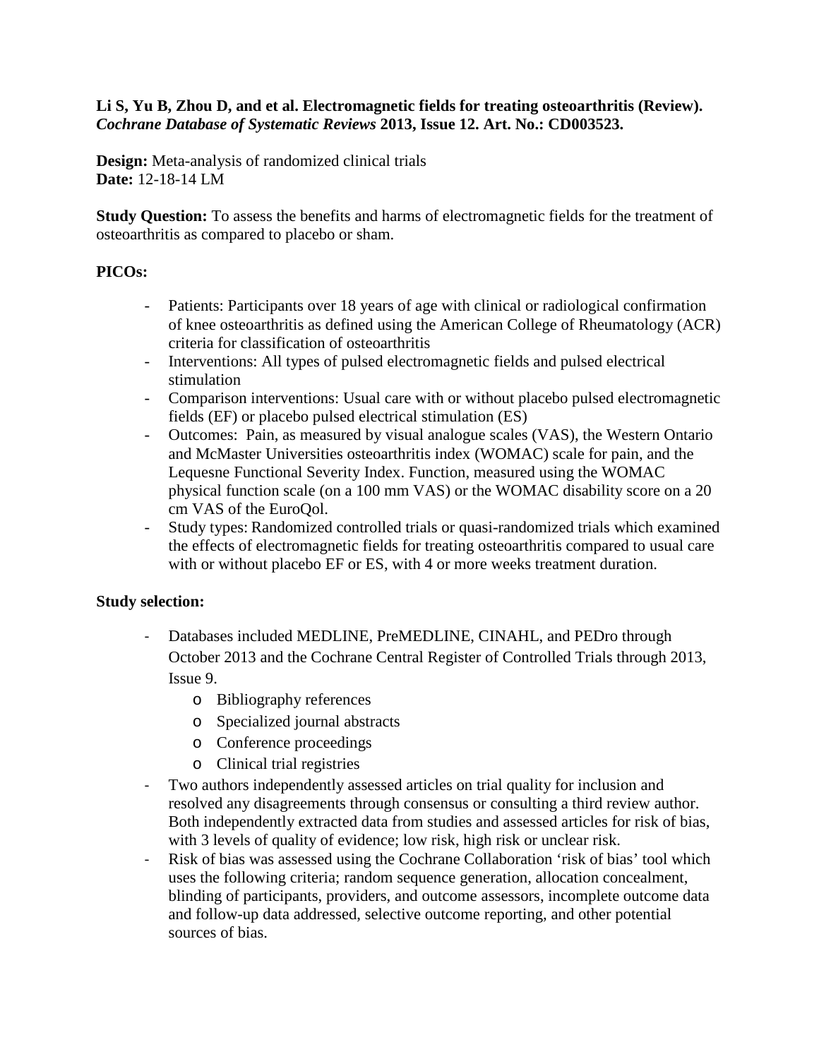**Li S, Yu B, Zhou D, and et al. Electromagnetic fields for treating osteoarthritis (Review).** ***Cochrane Database of Systematic Reviews*** **2013, Issue 12. Art. No.: CD003523.**

**Design:** Meta-analysis of randomized clinical trials
**Date:** 12-18-14 LM

**Study Question:** To assess the benefits and harms of electromagnetic fields for the treatment of osteoarthritis as compared to placebo or sham.

**PICOs:**

- Patients: Participants over 18 years of age with clinical or radiological confirmation of knee osteoarthritis as defined using the American College of Rheumatology (ACR) criteria for classification of osteoarthritis
- Interventions: All types of pulsed electromagnetic fields and pulsed electrical stimulation
- Comparison interventions: Usual care with or without placebo pulsed electromagnetic fields (EF) or placebo pulsed electrical stimulation (ES)
- Outcomes: Pain, as measured by visual analogue scales (VAS), the Western Ontario and McMaster Universities osteoarthritis index (WOMAC) scale for pain, and the Lequesne Functional Severity Index. Function, measured using the WOMAC physical function scale (on a 100 mm VAS) or the WOMAC disability score on a 20 cm VAS of the EuroQol.
- Study types: Randomized controlled trials or quasi-randomized trials which examined the effects of electromagnetic fields for treating osteoarthritis compared to usual care with or without placebo EF or ES, with 4 or more weeks treatment duration.

**Study selection:**

- Databases included MEDLINE, PreMEDLINE, CINAHL, and PEDro through October 2013 and the Cochrane Central Register of Controlled Trials through 2013, Issue 9.
  - Bibliography references
  - Specialized journal abstracts
  - Conference proceedings
  - Clinical trial registries
- Two authors independently assessed articles on trial quality for inclusion and resolved any disagreements through consensus or consulting a third review author. Both independently extracted data from studies and assessed articles for risk of bias, with 3 levels of quality of evidence; low risk, high risk or unclear risk.
- Risk of bias was assessed using the Cochrane Collaboration 'risk of bias' tool which uses the following criteria; random sequence generation, allocation concealment, blinding of participants, providers, and outcome assessors, incomplete outcome data and follow-up data addressed, selective outcome reporting, and other potential sources of bias.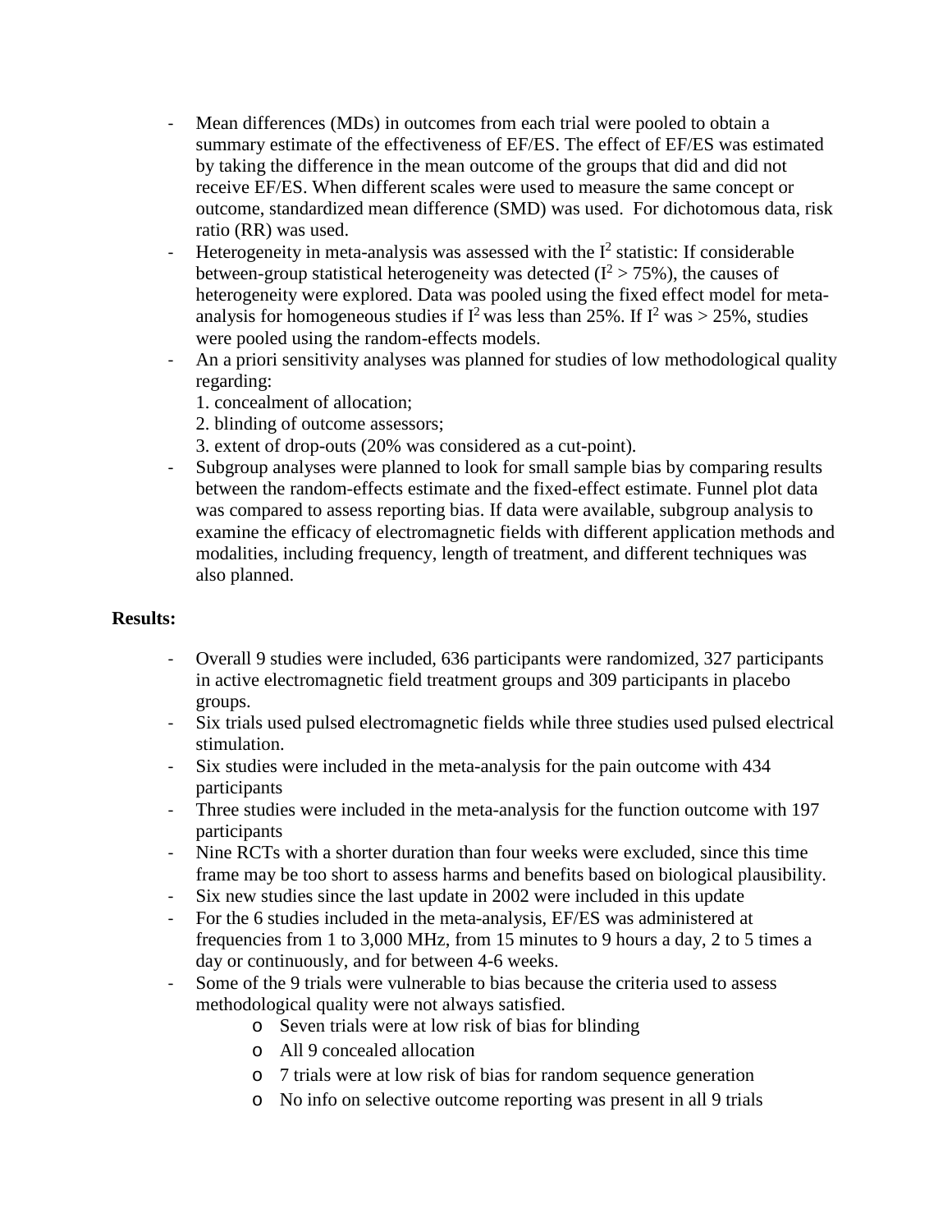- Mean differences (MDs) in outcomes from each trial were pooled to obtain a summary estimate of the effectiveness of EF/ES. The effect of EF/ES was estimated by taking the difference in the mean outcome of the groups that did and did not receive EF/ES. When different scales were used to measure the same concept or outcome, standardized mean difference (SMD) was used. For dichotomous data, risk ratio (RR) was used.
- Heterogeneity in meta-analysis was assessed with the $I^2$ statistic: If considerable between-group statistical heterogeneity was detected ($I^2 > 75\%$), the causes of heterogeneity were explored. Data was pooled using the fixed effect model for meta-analysis for homogeneous studies if $I^2$ was less than 25%. If $I^2$ was > 25%, studies were pooled using the random-effects models.
- An a priori sensitivity analyses was planned for studies of low methodological quality regarding:
  1. concealment of allocation;
  2. blinding of outcome assessors;
  3. extent of drop-outs (20% was considered as a cut-point).
- Subgroup analyses were planned to look for small sample bias by comparing results between the random-effects estimate and the fixed-effect estimate. Funnel plot data was compared to assess reporting bias. If data were available, subgroup analysis to examine the efficacy of electromagnetic fields with different application methods and modalities, including frequency, length of treatment, and different techniques was also planned.

**Results:**

- Overall 9 studies were included, 636 participants were randomized, 327 participants in active electromagnetic field treatment groups and 309 participants in placebo groups.
- Six trials used pulsed electromagnetic fields while three studies used pulsed electrical stimulation.
- Six studies were included in the meta-analysis for the pain outcome with 434 participants
- Three studies were included in the meta-analysis for the function outcome with 197 participants
- Nine RCTs with a shorter duration than four weeks were excluded, since this time frame may be too short to assess harms and benefits based on biological plausibility.
- Six new studies since the last update in 2002 were included in this update
- For the 6 studies included in the meta-analysis, EF/ES was administered at frequencies from 1 to 3,000 MHz, from 15 minutes to 9 hours a day, 2 to 5 times a day or continuously, and for between 4-6 weeks.
- Some of the 9 trials were vulnerable to bias because the criteria used to assess methodological quality were not always satisfied.
  - Seven trials were at low risk of bias for blinding
  - All 9 concealed allocation
  - 7 trials were at low risk of bias for random sequence generation
  - No info on selective outcome reporting was present in all 9 trials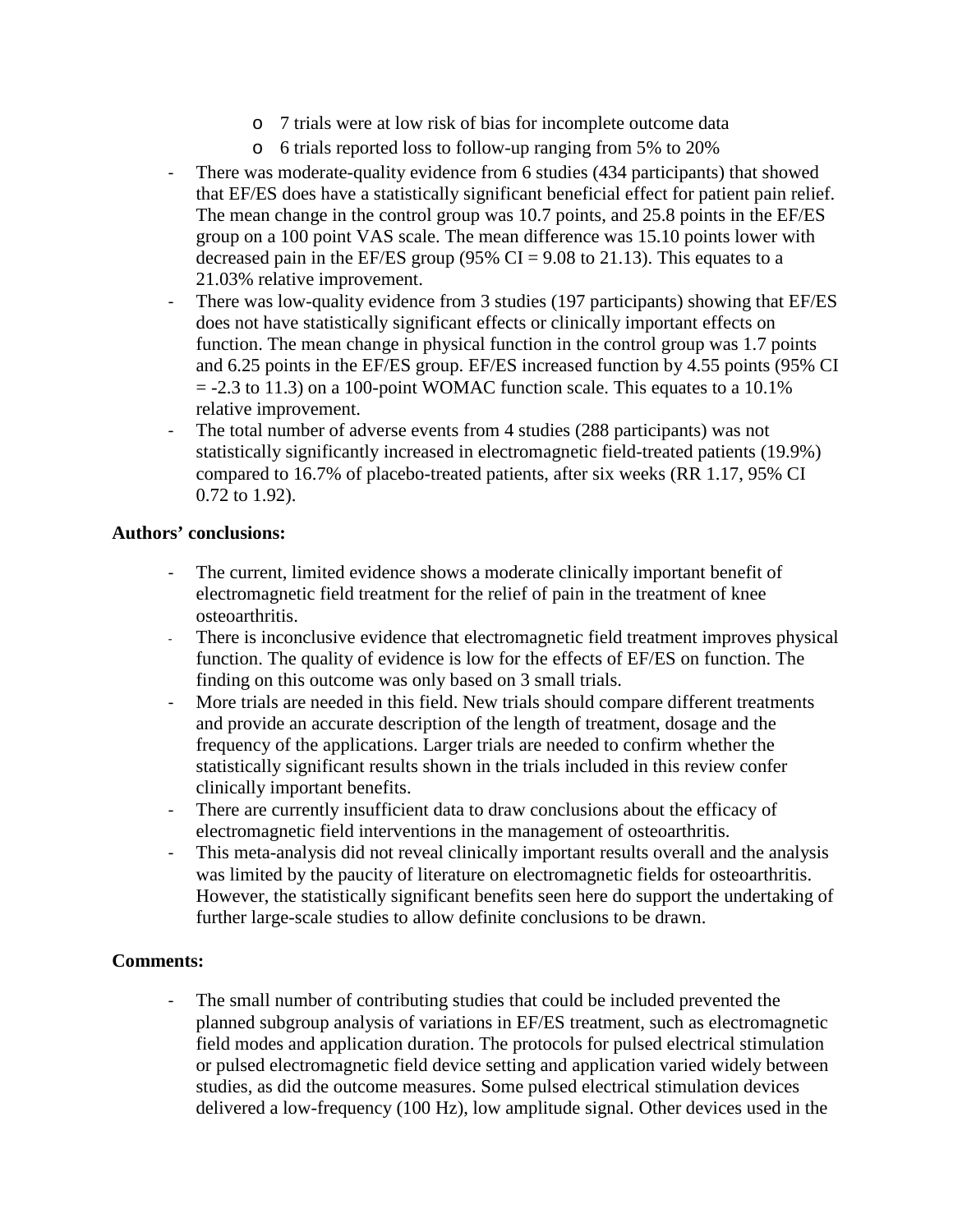- 7 trials were at low risk of bias for incomplete outcome data
  - 6 trials reported loss to follow-up ranging from 5% to 20%
- There was moderate-quality evidence from 6 studies (434 participants) that showed that EF/ES does have a statistically significant beneficial effect for patient pain relief. The mean change in the control group was 10.7 points, and 25.8 points in the EF/ES group on a 100 point VAS scale. The mean difference was 15.10 points lower with decreased pain in the EF/ES group (95% CI = 9.08 to 21.13). This equates to a 21.03% relative improvement.
- There was low-quality evidence from 3 studies (197 participants) showing that EF/ES does not have statistically significant effects or clinically important effects on function. The mean change in physical function in the control group was 1.7 points and 6.25 points in the EF/ES group. EF/ES increased function by 4.55 points (95% CI = -2.3 to 11.3) on a 100-point WOMAC function scale. This equates to a 10.1% relative improvement.
- The total number of adverse events from 4 studies (288 participants) was not statistically significantly increased in electromagnetic field-treated patients (19.9%) compared to 16.7% of placebo-treated patients, after six weeks (RR 1.17, 95% CI 0.72 to 1.92).

**Authors' conclusions:**

- The current, limited evidence shows a moderate clinically important benefit of electromagnetic field treatment for the relief of pain in the treatment of knee osteoarthritis.
- There is inconclusive evidence that electromagnetic field treatment improves physical function. The quality of evidence is low for the effects of EF/ES on function. The finding on this outcome was only based on 3 small trials.
- More trials are needed in this field. New trials should compare different treatments and provide an accurate description of the length of treatment, dosage and the frequency of the applications. Larger trials are needed to confirm whether the statistically significant results shown in the trials included in this review confer clinically important benefits.
- There are currently insufficient data to draw conclusions about the efficacy of electromagnetic field interventions in the management of osteoarthritis.
- This meta-analysis did not reveal clinically important results overall and the analysis was limited by the paucity of literature on electromagnetic fields for osteoarthritis. However, the statistically significant benefits seen here do support the undertaking of further large-scale studies to allow definite conclusions to be drawn.

**Comments:**

- The small number of contributing studies that could be included prevented the planned subgroup analysis of variations in EF/ES treatment, such as electromagnetic field modes and application duration. The protocols for pulsed electrical stimulation or pulsed electromagnetic field device setting and application varied widely between studies, as did the outcome measures. Some pulsed electrical stimulation devices delivered a low-frequency (100 Hz), low amplitude signal. Other devices used in the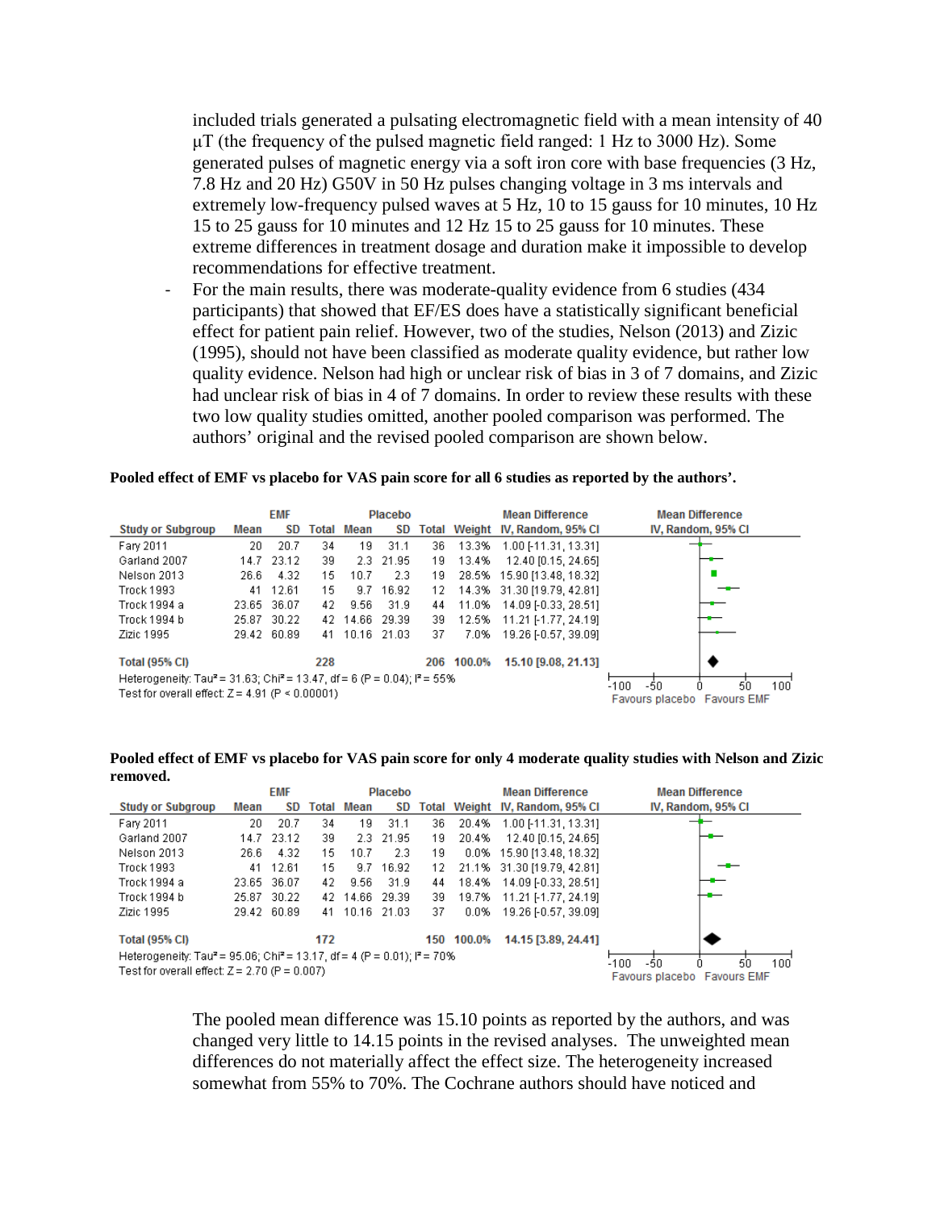included trials generated a pulsating electromagnetic field with a mean intensity of 40 μT (the frequency of the pulsed magnetic field ranged: 1 Hz to 3000 Hz). Some generated pulses of magnetic energy via a soft iron core with base frequencies (3 Hz, 7.8 Hz and 20 Hz) G50V in 50 Hz pulses changing voltage in 3 ms intervals and extremely low-frequency pulsed waves at 5 Hz, 10 to 15 gauss for 10 minutes, 10 Hz 15 to 25 gauss for 10 minutes and 12 Hz 15 to 25 gauss for 10 minutes. These extreme differences in treatment dosage and duration make it impossible to develop recommendations for effective treatment.

- For the main results, there was moderate-quality evidence from 6 studies (434 participants) that showed that EF/ES does have a statistically significant beneficial effect for patient pain relief. However, two of the studies, Nelson (2013) and Zizic (1995), should not have been classified as moderate quality evidence, but rather low quality evidence. Nelson had high or unclear risk of bias in 3 of 7 domains, and Zizic had unclear risk of bias in 4 of 7 domains. In order to review these results with these two low quality studies omitted, another pooled comparison was performed. The authors' original and the revised pooled comparison are shown below.

**Pooled effect of EMF vs placebo for VAS pain score for all 6 studies as reported by the authors'.**

| Study or Subgroup | EMF Mean | EMF SD | EMF Total | Placebo Mean | Placebo SD | Placebo Total | Weight | Mean Difference IV, Random, 95% CI |
|---|---|---|---|---|---|---|---|---|
| Fary 2011 | 20 | 20.7 | 34 | 19 | 31.1 | 36 | 13.3% | 1.00 [-11.31, 13.31] |
| Garland 2007 | 14.7 | 23.12 | 39 | 2.3 | 21.95 | 19 | 13.4% | 12.40 [0.15, 24.65] |
| Nelson 2013 | 26.6 | 4.32 | 15 | 10.7 | 2.3 | 19 | 28.5% | 15.90 [13.48, 18.32] |
| Trock 1993 | 41 | 12.61 | 15 | 9.7 | 16.92 | 12 | 14.3% | 31.30 [19.79, 42.81] |
| Trock 1994 a | 23.65 | 36.07 | 42 | 9.56 | 31.9 | 44 | 11.0% | 14.09 [-0.33, 28.51] |
| Trock 1994 b | 25.87 | 30.22 | 42 | 14.66 | 29.39 | 39 | 12.5% | 11.21 [-1.77, 24.19] |
| Zizic 1995 | 29.42 | 60.89 | 41 | 10.16 | 21.03 | 37 | 7.0% | 19.26 [-0.57, 39.09] |
| **Total (95% CI)** | | | **228** | | | **206** | **100.0%** | **15.10 [9.08, 21.13]** |

Heterogeneity: Tau² = 31.63; Chi² = 13.47, df = 6 (P = 0.04); I² = 55%
Test for overall effect: Z = 4.91 (P < 0.00001)

Favours placebo / Favours EMF

**Pooled effect of EMF vs placebo for VAS pain score for only 4 moderate quality studies with Nelson and Zizic removed.**

| Study or Subgroup | EMF Mean | EMF SD | EMF Total | Placebo Mean | Placebo SD | Placebo Total | Weight | Mean Difference IV, Random, 95% CI |
|---|---|---|---|---|---|---|---|---|
| Fary 2011 | 20 | 20.7 | 34 | 19 | 31.1 | 36 | 20.4% | 1.00 [-11.31, 13.31] |
| Garland 2007 | 14.7 | 23.12 | 39 | 2.3 | 21.95 | 19 | 20.4% | 12.40 [0.15, 24.65] |
| Nelson 2013 | 26.6 | 4.32 | 15 | 10.7 | 2.3 | 19 | 0.0% | 15.90 [13.48, 18.32] |
| Trock 1993 | 41 | 12.61 | 15 | 9.7 | 16.92 | 12 | 21.1% | 31.30 [19.79, 42.81] |
| Trock 1994 a | 23.65 | 36.07 | 42 | 9.56 | 31.9 | 44 | 18.4% | 14.09 [-0.33, 28.51] |
| Trock 1994 b | 25.87 | 30.22 | 42 | 14.66 | 29.39 | 39 | 19.7% | 11.21 [-1.77, 24.19] |
| Zizic 1995 | 29.42 | 60.89 | 41 | 10.16 | 21.03 | 37 | 0.0% | 19.26 [-0.57, 39.09] |
| **Total (95% CI)** | | | **172** | | | **150** | **100.0%** | **14.15 [3.89, 24.41]** |

Heterogeneity: Tau² = 95.06; Chi² = 13.17, df = 4 (P = 0.01); I² = 70%
Test for overall effect: Z = 2.70 (P = 0.007)

Favours placebo / Favours EMF

The pooled mean difference was 15.10 points as reported by the authors, and was changed very little to 14.15 points in the revised analyses. The unweighted mean differences do not materially affect the effect size. The heterogeneity increased somewhat from 55% to 70%. The Cochrane authors should have noticed and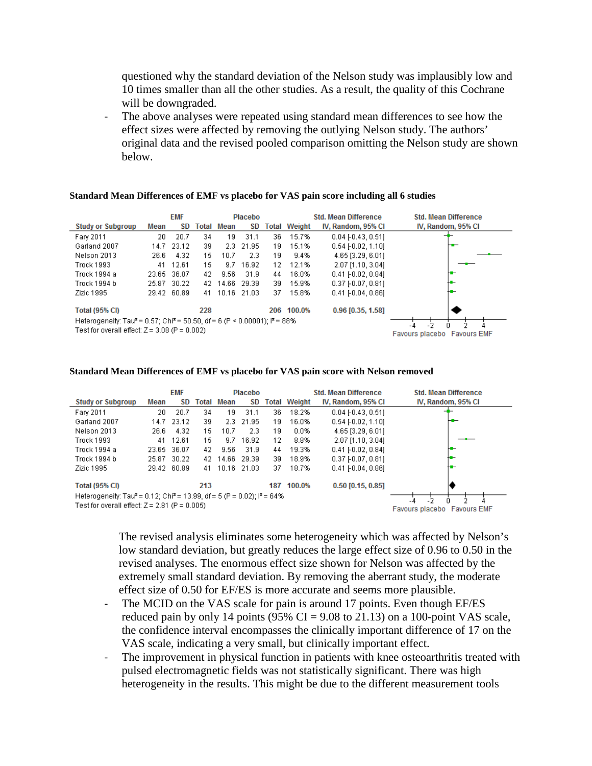questioned why the standard deviation of the Nelson study was implausibly low and 10 times smaller than all the other studies. As a result, the quality of this Cochrane will be downgraded.

- The above analyses were repeated using standard mean differences to see how the effect sizes were affected by removing the outlying Nelson study. The authors' original data and the revised pooled comparison omitting the Nelson study are shown below.

**Standard Mean Differences of EMF vs placebo for VAS pain score including all 6 studies**

| Study or Subgroup | EMF | | | Placebo | | | Weight | Std. Mean Difference |
|---|---|---|---|---|---|---|---|---|
| | Mean | SD | Total | Mean | SD | Total | | IV, Random, 95% CI |
| Fary 2011 | 20 | 20.7 | 34 | 19 | 31.1 | 36 | 15.7% | 0.04 [-0.43, 0.51] |
| Garland 2007 | 14.7 | 23.12 | 39 | 2.3 | 21.95 | 19 | 15.1% | 0.54 [-0.02, 1.10] |
| Nelson 2013 | 26.6 | 4.32 | 15 | 10.7 | 2.3 | 19 | 9.4% | 4.65 [3.29, 6.01] |
| Trock 1993 | 41 | 12.61 | 15 | 9.7 | 16.92 | 12 | 12.1% | 2.07 [1.10, 3.04] |
| Trock 1994 a | 23.65 | 36.07 | 42 | 9.56 | 31.9 | 44 | 16.0% | 0.41 [-0.02, 0.84] |
| Trock 1994 b | 25.87 | 30.22 | 42 | 14.66 | 29.39 | 39 | 15.9% | 0.37 [-0.07, 0.81] |
| Zizic 1995 | 29.42 | 60.89 | 41 | 10.16 | 21.03 | 37 | 15.8% | 0.41 [-0.04, 0.86] |
| **Total (95% CI)** | | | **228** | | | **206** | **100.0%** | **0.96 [0.35, 1.58]** |

Heterogeneity: Tau² = 0.57; Chi² = 50.50, df = 6 (P < 0.00001); I² = 88%
Test for overall effect: Z = 3.08 (P = 0.002)

Favours placebo | Favours EMF

**Standard Mean Differences of EMF vs placebo for VAS pain score with Nelson removed**

| Study or Subgroup | EMF | | | Placebo | | | Weight | Std. Mean Difference |
|---|---|---|---|---|---|---|---|---|
| | Mean | SD | Total | Mean | SD | Total | | IV, Random, 95% CI |
| Fary 2011 | 20 | 20.7 | 34 | 19 | 31.1 | 36 | 18.2% | 0.04 [-0.43, 0.51] |
| Garland 2007 | 14.7 | 23.12 | 39 | 2.3 | 21.95 | 19 | 16.0% | 0.54 [-0.02, 1.10] |
| Nelson 2013 | 26.6 | 4.32 | 15 | 10.7 | 2.3 | 19 | 0.0% | 4.65 [3.29, 6.01] |
| Trock 1993 | 41 | 12.61 | 15 | 9.7 | 16.92 | 12 | 8.8% | 2.07 [1.10, 3.04] |
| Trock 1994 a | 23.65 | 36.07 | 42 | 9.56 | 31.9 | 44 | 19.3% | 0.41 [-0.02, 0.84] |
| Trock 1994 b | 25.87 | 30.22 | 42 | 14.66 | 29.39 | 39 | 18.9% | 0.37 [-0.07, 0.81] |
| Zizic 1995 | 29.42 | 60.89 | 41 | 10.16 | 21.03 | 37 | 18.7% | 0.41 [-0.04, 0.86] |
| **Total (95% CI)** | | | **213** | | | **187** | **100.0%** | **0.50 [0.15, 0.85]** |

Heterogeneity: Tau² = 0.12; Chi² = 13.99, df = 5 (P = 0.02); I² = 64%
Test for overall effect: Z = 2.81 (P = 0.005)

Favours placebo | Favours EMF

The revised analysis eliminates some heterogeneity which was affected by Nelson's low standard deviation, but greatly reduces the large effect size of 0.96 to 0.50 in the revised analyses. The enormous effect size shown for Nelson was affected by the extremely small standard deviation. By removing the aberrant study, the moderate effect size of 0.50 for EF/ES is more accurate and seems more plausible.

- The MCID on the VAS scale for pain is around 17 points. Even though EF/ES reduced pain by only 14 points (95% CI = 9.08 to 21.13) on a 100-point VAS scale, the confidence interval encompasses the clinically important difference of 17 on the VAS scale, indicating a very small, but clinically important effect.
- The improvement in physical function in patients with knee osteoarthritis treated with pulsed electromagnetic fields was not statistically significant. There was high heterogeneity in the results. This might be due to the different measurement tools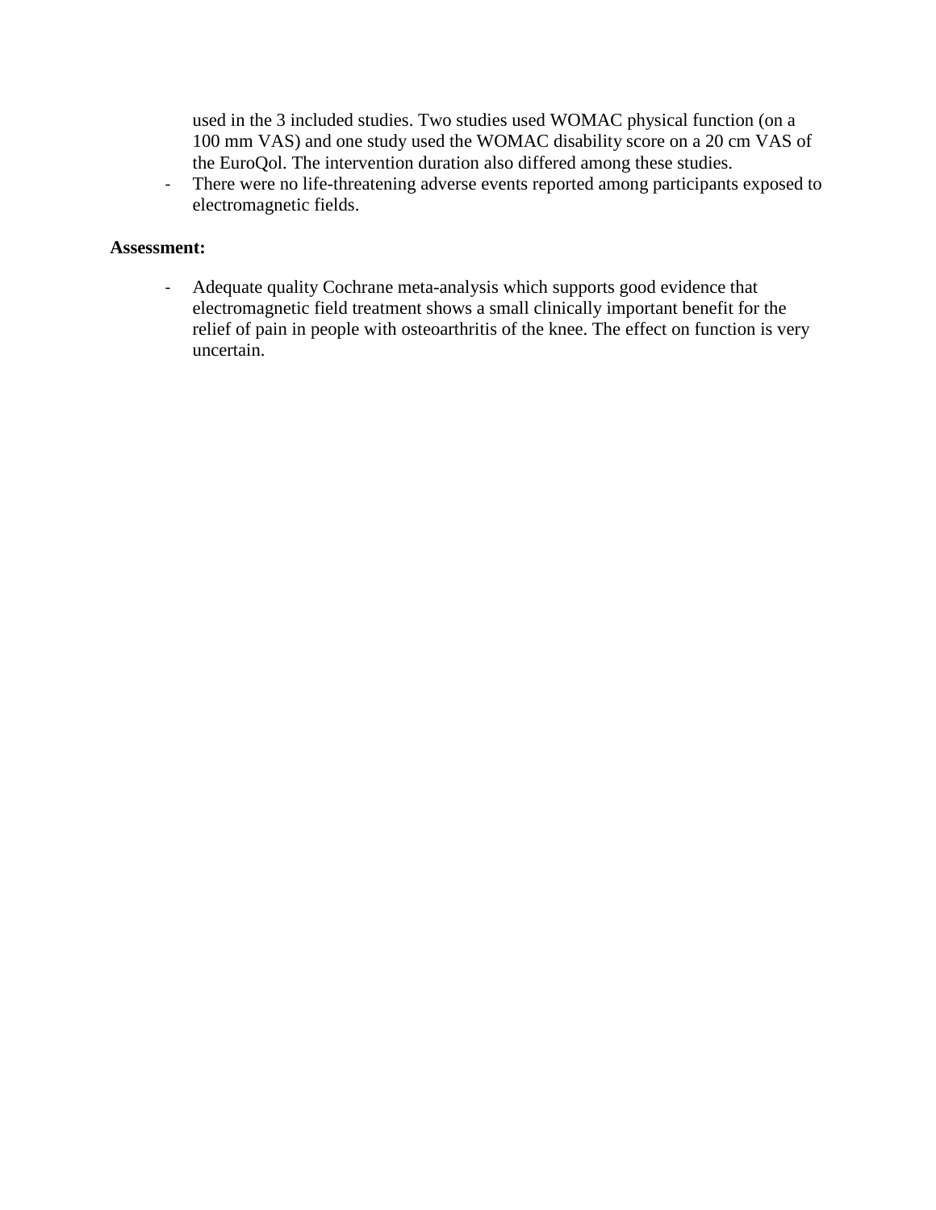used in the 3 included studies. Two studies used WOMAC physical function (on a 100 mm VAS) and one study used the WOMAC disability score on a 20 cm VAS of the EuroQol. The intervention duration also differed among these studies.

- There were no life-threatening adverse events reported among participants exposed to electromagnetic fields.

**Assessment:**

- Adequate quality Cochrane meta-analysis which supports good evidence that electromagnetic field treatment shows a small clinically important benefit for the relief of pain in people with osteoarthritis of the knee. The effect on function is very uncertain.